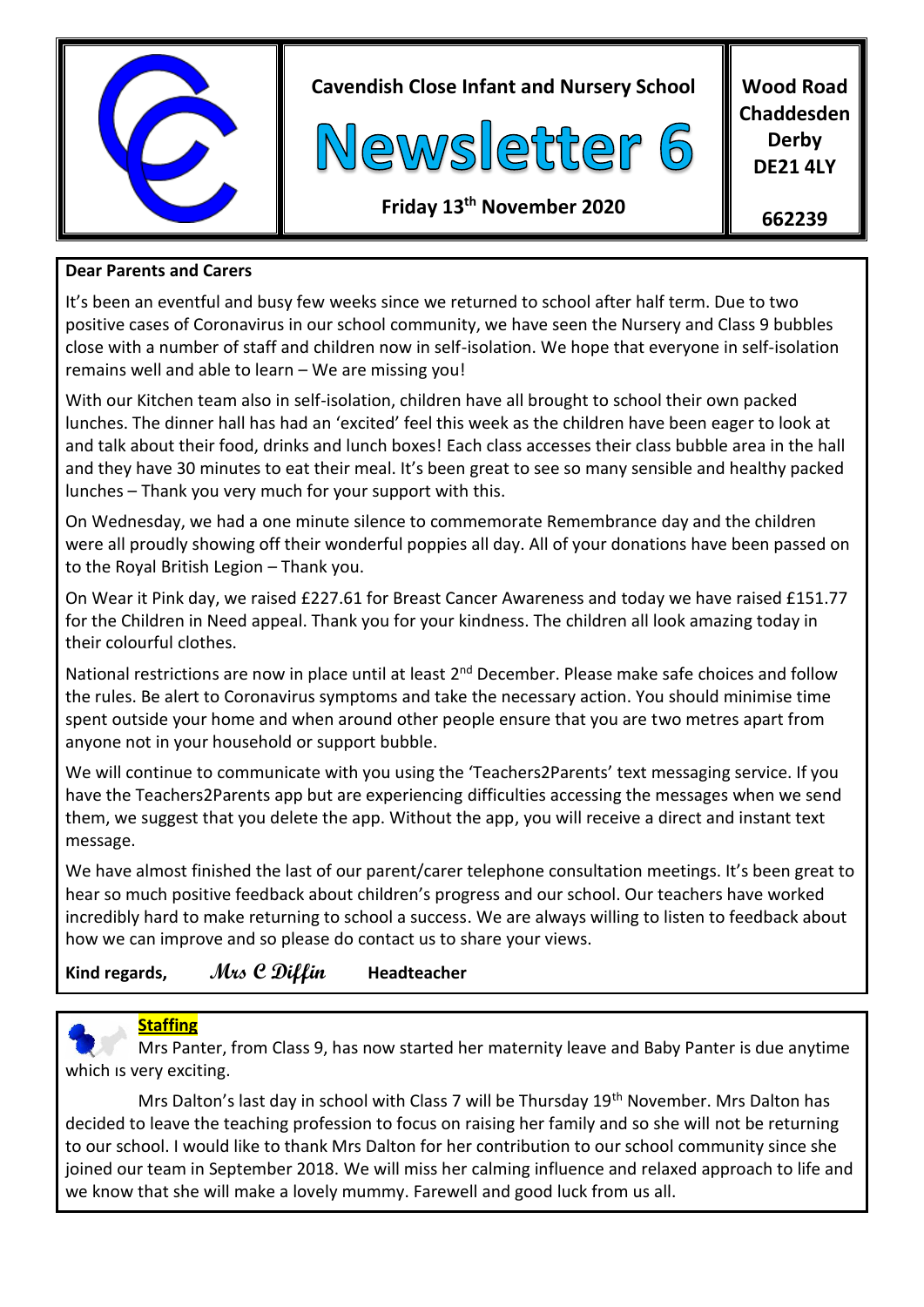Cavendish Close Infant and Nursery School

# Newsletter 6

**Friday 13th November 2020**

**Wood Road**
**Chaddesden**
**Derby**
**DE21 4LY**

**662239**

**Dear Parents and Carers**

It's been an eventful and busy few weeks since we returned to school after half term. Due to two positive cases of Coronavirus in our school community, we have seen the Nursery and Class 9 bubbles close with a number of staff and children now in self-isolation. We hope that everyone in self-isolation remains well and able to learn – We are missing you!

With our Kitchen team also in self-isolation, children have all brought to school their own packed lunches. The dinner hall has had an 'excited' feel this week as the children have been eager to look at and talk about their food, drinks and lunch boxes! Each class accesses their class bubble area in the hall and they have 30 minutes to eat their meal. It's been great to see so many sensible and healthy packed lunches – Thank you very much for your support with this.

On Wednesday, we had a one minute silence to commemorate Remembrance day and the children were all proudly showing off their wonderful poppies all day. All of your donations have been passed on to the Royal British Legion – Thank you.

On Wear it Pink day, we raised £227.61 for Breast Cancer Awareness and today we have raised £151.77 for the Children in Need appeal. Thank you for your kindness. The children all look amazing today in their colourful clothes.

National restrictions are now in place until at least 2nd December. Please make safe choices and follow the rules. Be alert to Coronavirus symptoms and take the necessary action. You should minimise time spent outside your home and when around other people ensure that you are two metres apart from anyone not in your household or support bubble.

We will continue to communicate with you using the 'Teachers2Parents' text messaging service. If you have the Teachers2Parents app but are experiencing difficulties accessing the messages when we send them, we suggest that you delete the app. Without the app, you will receive a direct and instant text message.

We have almost finished the last of our parent/carer telephone consultation meetings. It's been great to hear so much positive feedback about children's progress and our school. Our teachers have worked incredibly hard to make returning to school a success. We are always willing to listen to feedback about how we can improve and so please do contact us to share your views.

**Kind regards,** *Mrs C Diffin* **Headteacher**

## Staffing

Mrs Panter, from Class 9, has now started her maternity leave and Baby Panter is due anytime which is very exciting.

Mrs Dalton's last day in school with Class 7 will be Thursday 19th November. Mrs Dalton has decided to leave the teaching profession to focus on raising her family and so she will not be returning to our school. I would like to thank Mrs Dalton for her contribution to our school community since she joined our team in September 2018. We will miss her calming influence and relaxed approach to life and we know that she will make a lovely mummy. Farewell and good luck from us all.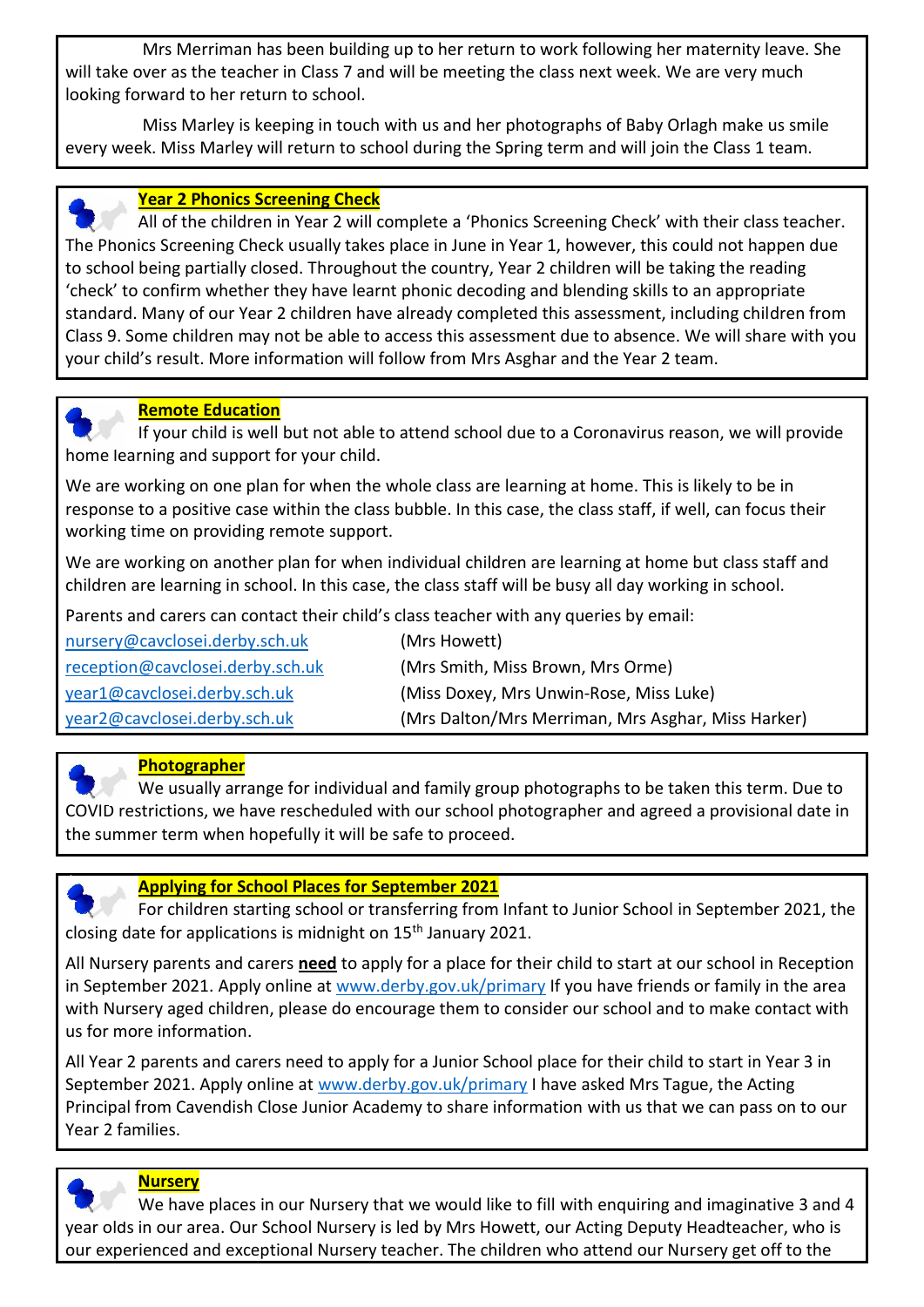Mrs Merriman has been building up to her return to work following her maternity leave. She will take over as the teacher in Class 7 and will be meeting the class next week. We are very much looking forward to her return to school.

Miss Marley is keeping in touch with us and her photographs of Baby Orlagh make us smile every week. Miss Marley will return to school during the Spring term and will join the Class 1 team.

## Year 2 Phonics Screening Check

All of the children in Year 2 will complete a 'Phonics Screening Check' with their class teacher. The Phonics Screening Check usually takes place in June in Year 1, however, this could not happen due to school being partially closed. Throughout the country, Year 2 children will be taking the reading 'check' to confirm whether they have learnt phonic decoding and blending skills to an appropriate standard. Many of our Year 2 children have already completed this assessment, including children from Class 9. Some children may not be able to access this assessment due to absence. We will share with you your child's result. More information will follow from Mrs Asghar and the Year 2 team.

## Remote Education

If your child is well but not able to attend school due to a Coronavirus reason, we will provide home learning and support for your child.

We are working on one plan for when the whole class are learning at home. This is likely to be in response to a positive case within the class bubble. In this case, the class staff, if well, can focus their working time on providing remote support.

We are working on another plan for when individual children are learning at home but class staff and children are learning in school. In this case, the class staff will be busy all day working in school.

Parents and carers can contact their child's class teacher with any queries by email:

| | |
|---|---|
| nursery@cavclosei.derby.sch.uk | (Mrs Howett) |
| reception@cavclosei.derby.sch.uk | (Mrs Smith, Miss Brown, Mrs Orme) |
| year1@cavclosei.derby.sch.uk | (Miss Doxey, Mrs Unwin-Rose, Miss Luke) |
| year2@cavclosei.derby.sch.uk | (Mrs Dalton/Mrs Merriman, Mrs Asghar, Miss Harker) |

## Photographer

We usually arrange for individual and family group photographs to be taken this term. Due to COVID restrictions, we have rescheduled with our school photographer and agreed a provisional date in the summer term when hopefully it will be safe to proceed.

## Applying for School Places for September 2021

For children starting school or transferring from Infant to Junior School in September 2021, the closing date for applications is midnight on 15th January 2021.

All Nursery parents and carers **need** to apply for a place for their child to start at our school in Reception in September 2021. Apply online at www.derby.gov.uk/primary If you have friends or family in the area with Nursery aged children, please do encourage them to consider our school and to make contact with us for more information.

All Year 2 parents and carers need to apply for a Junior School place for their child to start in Year 3 in September 2021. Apply online at www.derby.gov.uk/primary I have asked Mrs Tague, the Acting Principal from Cavendish Close Junior Academy to share information with us that we can pass on to our Year 2 families.

## Nursery

We have places in our Nursery that we would like to fill with enquiring and imaginative 3 and 4 year olds in our area. Our School Nursery is led by Mrs Howett, our Acting Deputy Headteacher, who is our experienced and exceptional Nursery teacher. The children who attend our Nursery get off to the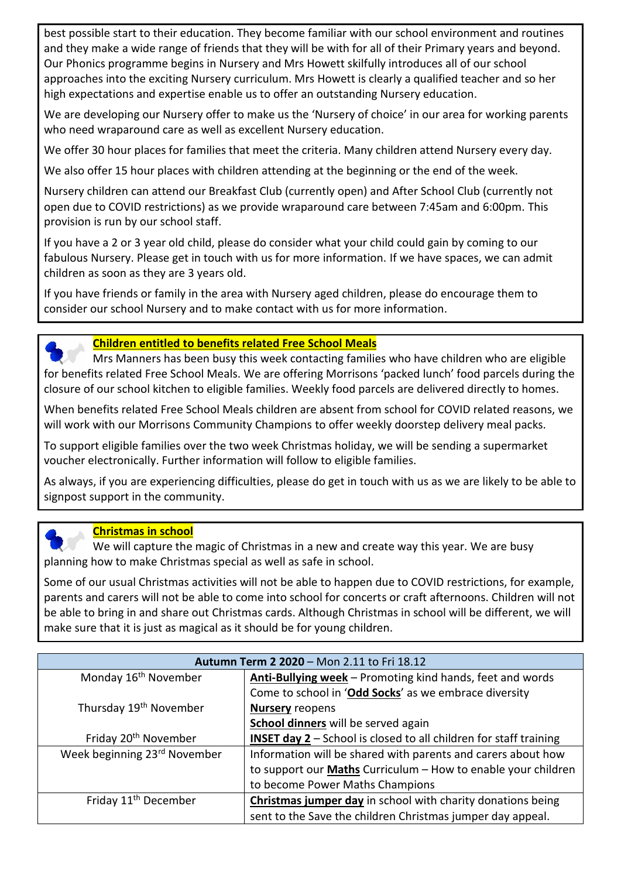best possible start to their education. They become familiar with our school environment and routines and they make a wide range of friends that they will be with for all of their Primary years and beyond. Our Phonics programme begins in Nursery and Mrs Howett skilfully introduces all of our school approaches into the exciting Nursery curriculum. Mrs Howett is clearly a qualified teacher and so her high expectations and expertise enable us to offer an outstanding Nursery education.

We are developing our Nursery offer to make us the 'Nursery of choice' in our area for working parents who need wraparound care as well as excellent Nursery education.

We offer 30 hour places for families that meet the criteria. Many children attend Nursery every day.

We also offer 15 hour places with children attending at the beginning or the end of the week.

Nursery children can attend our Breakfast Club (currently open) and After School Club (currently not open due to COVID restrictions) as we provide wraparound care between 7:45am and 6:00pm. This provision is run by our school staff.

If you have a 2 or 3 year old child, please do consider what your child could gain by coming to our fabulous Nursery. Please get in touch with us for more information. If we have spaces, we can admit children as soon as they are 3 years old.

If you have friends or family in the area with Nursery aged children, please do encourage them to consider our school Nursery and to make contact with us for more information.

## Children entitled to benefits related Free School Meals

Mrs Manners has been busy this week contacting families who have children who are eligible for benefits related Free School Meals. We are offering Morrisons 'packed lunch' food parcels during the closure of our school kitchen to eligible families. Weekly food parcels are delivered directly to homes.

When benefits related Free School Meals children are absent from school for COVID related reasons, we will work with our Morrisons Community Champions to offer weekly doorstep delivery meal packs.

To support eligible families over the two week Christmas holiday, we will be sending a supermarket voucher electronically. Further information will follow to eligible families.

As always, if you are experiencing difficulties, please do get in touch with us as we are likely to be able to signpost support in the community.

## Christmas in school

We will capture the magic of Christmas in a new and create way this year. We are busy planning how to make Christmas special as well as safe in school.

Some of our usual Christmas activities will not be able to happen due to COVID restrictions, for example, parents and carers will not be able to come into school for concerts or craft afternoons. Children will not be able to bring in and share out Christmas cards. Although Christmas in school will be different, we will make sure that it is just as magical as it should be for young children.

| **Autum Term 2 2020** – Mon 2.11 to Fri 18.12 | |
|---|---|
| Monday 16th November | **Anti-Bullying week** – Promoting kind hands, feet and words<br>Come to school in '**Odd Socks**' as we embrace diversity |
| Thursday 19th November | **Nursery** reopens<br>**School dinners** will be served again |
| Friday 20th November | **INSET day 2** – School is closed to all children for staff training |
| Week beginning 23rd November | Information will be shared with parents and carers about how to support our **Maths** Curriculum – How to enable your children to become Power Maths Champions |
| Friday 11th December | **Christmas jumper day** in school with charity donations being sent to the Save the children Christmas jumper day appeal. |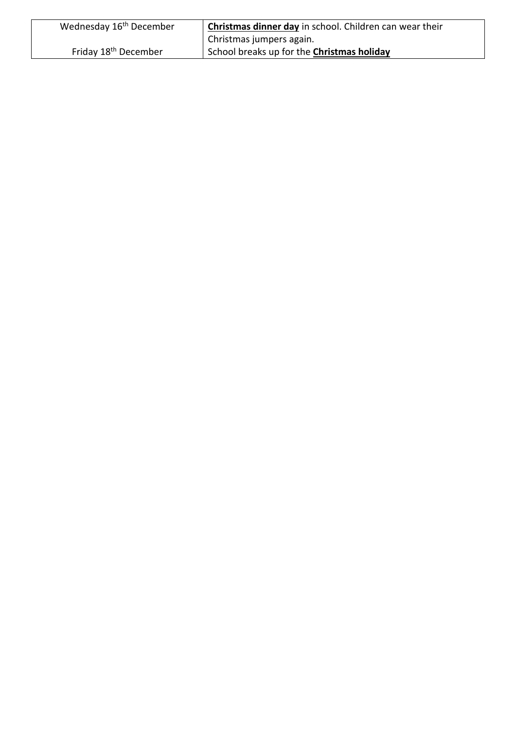| | |
|---|---|
| Wednesday 16th December | **Christmas dinner day** in school. Children can wear their Christmas jumpers again. |
| Friday 18th December | School breaks up for the **Christmas holiday** |